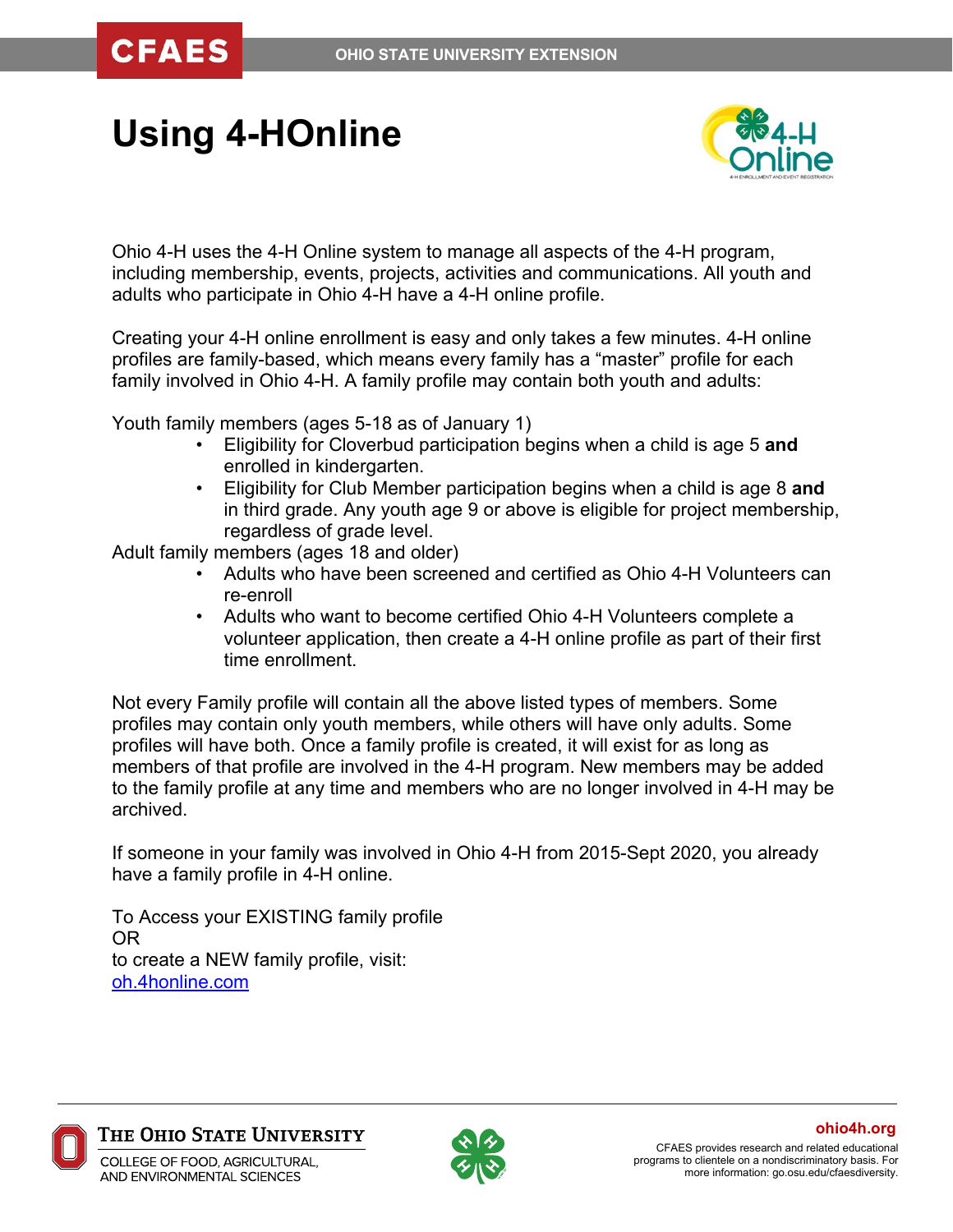# Using 4-HOnline

Ohio 4-H uses the 4-H Online system to manage all aspects of the 4-H program, including membership, events, projects, activities and communications. All youth and adults who participate in Ohio 4-H have a 4-H online profile.

Creating your 4-H online enrollment is easy and only takes a few minutes. 4-H online profiles are family-based, which means every family has a "master" profile for each family involved in Ohio 4-H. A family profile may contain both youth and adults:

Youth family members (ages 5-18 as of January 1)

- Eligibility for Cloverbud participation begins when a child is age 5 **and** enrolled in kindergarten.
- Eligibility for Club Member participation begins when a child is age 8 **and** in third grade. Any youth age 9 or above is eligible for project membership, regardless of grade level.

Adult family members (ages 18 and older)

- Adults who have been screened and certified as Ohio 4-H Volunteers can re-enroll
- Adults who want to become certified Ohio 4-H Volunteers complete a volunteer application, then create a 4-H online profile as part of their first time enrollment.

Not every Family profile will contain all the above listed types of members. Some profiles may contain only youth members, while others will have only adults. Some profiles will have both. Once a family profile is created, it will exist for as long as members of that profile are involved in the 4-H program. New members may be added to the family profile at any time and members who are no longer involved in 4-H may be archived.

If someone in your family was involved in Ohio 4-H from 2015-Sept 2020, you already have a family profile in 4-H online.

To Access your EXISTING family profile
OR
to create a NEW family profile, visit:
[oh.4honline.com](oh.4honline.com)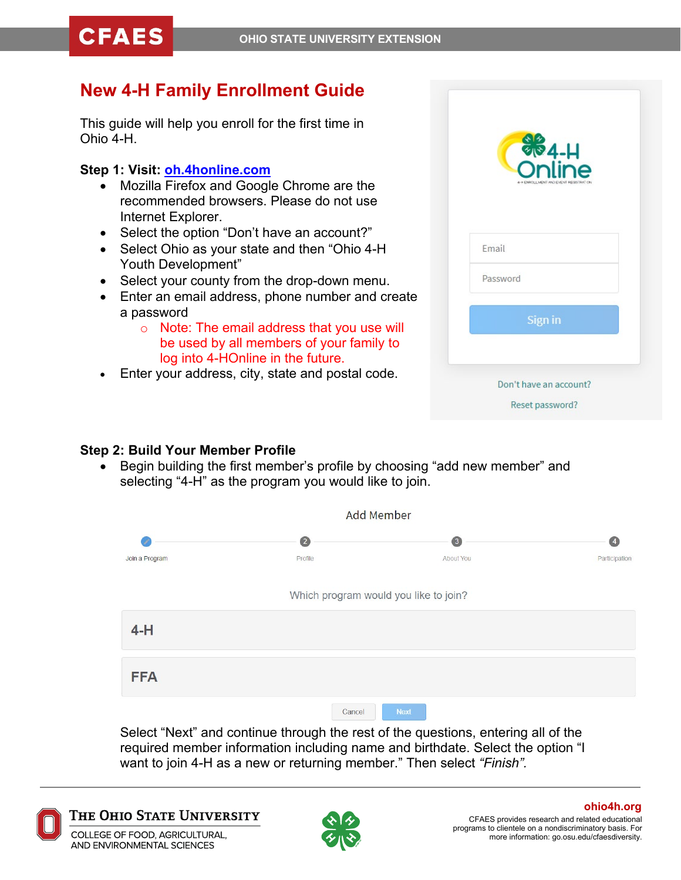# New 4-H Family Enrollment Guide

This guide will help you enroll for the first time in Ohio 4-H.

**Step 1: Visit: [oh.4honline.com](http://oh.4honline.com)**

- Mozilla Firefox and Google Chrome are the recommended browsers. Please do not use Internet Explorer.
- Select the option "Don't have an account?"
- Select Ohio as your state and then "Ohio 4-H Youth Development"
- Select your county from the drop-down menu.
- Enter an email address, phone number and create a password
  - Note: The email address that you use will be used by all members of your family to log into 4-HOnline in the future.
- Enter your address, city, state and postal code.

**Step 2: Build Your Member Profile**

- Begin building the first member's profile by choosing "add new member" and selecting "4-H" as the program you would like to join.

Select "Next" and continue through the rest of the questions, entering all of the required member information including name and birthdate. Select the option "I want to join 4-H as a new or returning member." Then select *"Finish".*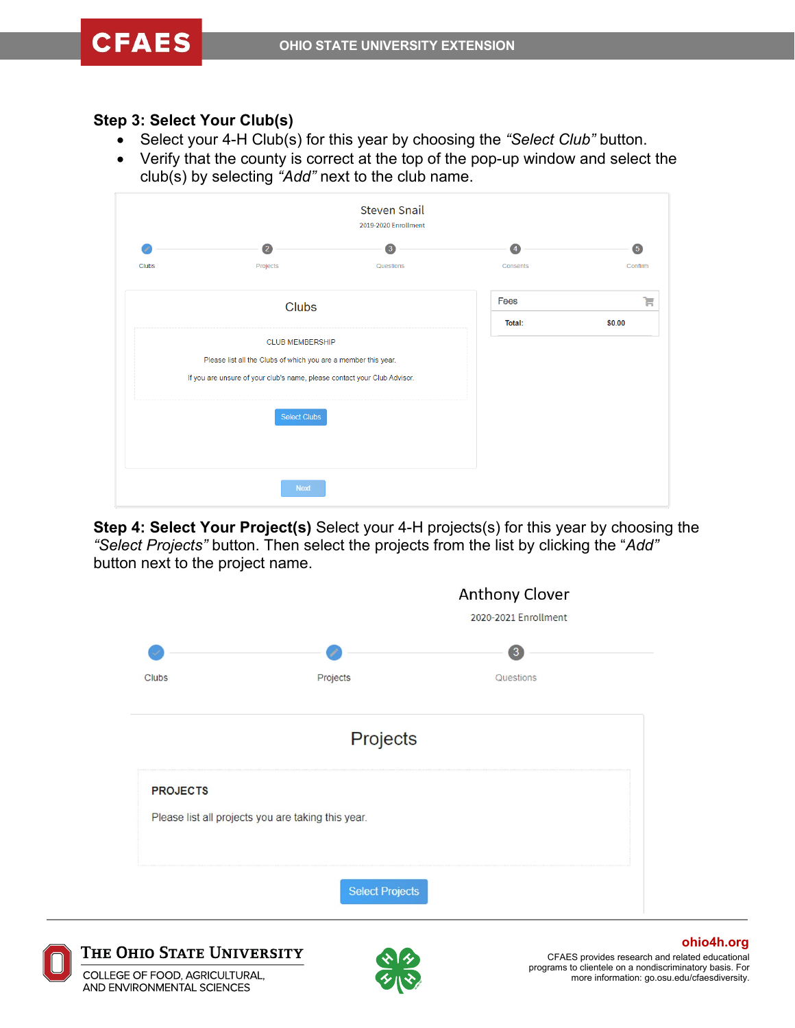## Step 3: Select Your Club(s)

- Select your 4-H Club(s) for this year by choosing the *"Select Club"* button.
- Verify that the county is correct at the top of the pop-up window and select the club(s) by selecting *"Add"* next to the club name.

Steven Snail

2019-2020 Enrollment

Clubs | Projects | Questions | Consents | Confirm

Clubs

CLUB MEMBERSHIP

Please list all the Clubs of which you are a member this year.

If you are unsure of your club's name, please contact your Club Advisor.

Select Clubs

Next

Fees

Total: $0.00

**Step 4: Select Your Project(s)** Select your 4-H projects(s) for this year by choosing the *"Select Projects"* button. Then select the projects from the list by clicking the *"Add"* button next to the project name.

Anthony Clover

2020-2021 Enrollment

Clubs | Projects | Questions

Projects

PROJECTS

Please list all projects you are taking this year.

Select Projects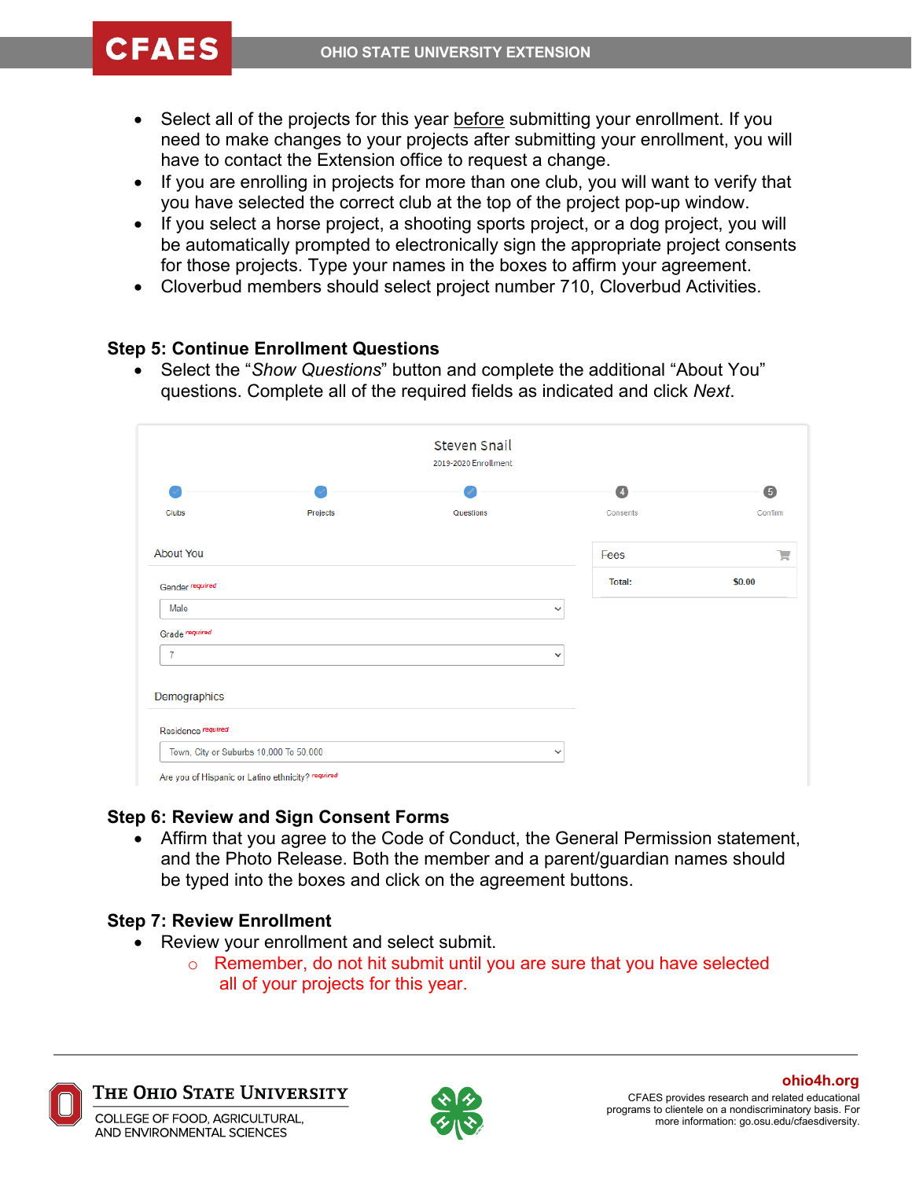- Select all of the projects for this year before submitting your enrollment. If you need to make changes to your projects after submitting your enrollment, you will have to contact the Extension office to request a change.
- If you are enrolling in projects for more than one club, you will want to verify that you have selected the correct club at the top of the project pop-up window.
- If you select a horse project, a shooting sports project, or a dog project, you will be automatically prompted to electronically sign the appropriate project consents for those projects. Type your names in the boxes to affirm your agreement.
- Cloverbud members should select project number 710, Cloverbud Activities.

### Step 5: Continue Enrollment Questions

- Select the "*Show Questions*" button and complete the additional "About You" questions. Complete all of the required fields as indicated and click *Next*.

### Step 6: Review and Sign Consent Forms

- Affirm that you agree to the Code of Conduct, the General Permission statement, and the Photo Release. Both the member and a parent/guardian names should be typed into the boxes and click on the agreement buttons.

### Step 7: Review Enrollment

- Review your enrollment and select submit.
  - Remember, do not hit submit until you are sure that you have selected all of your projects for this year.

**ohio4h.org**

CFAES provides research and related educational programs to clientele on a nondiscriminatory basis. For more information: go.osu.edu/cfaesdiversity.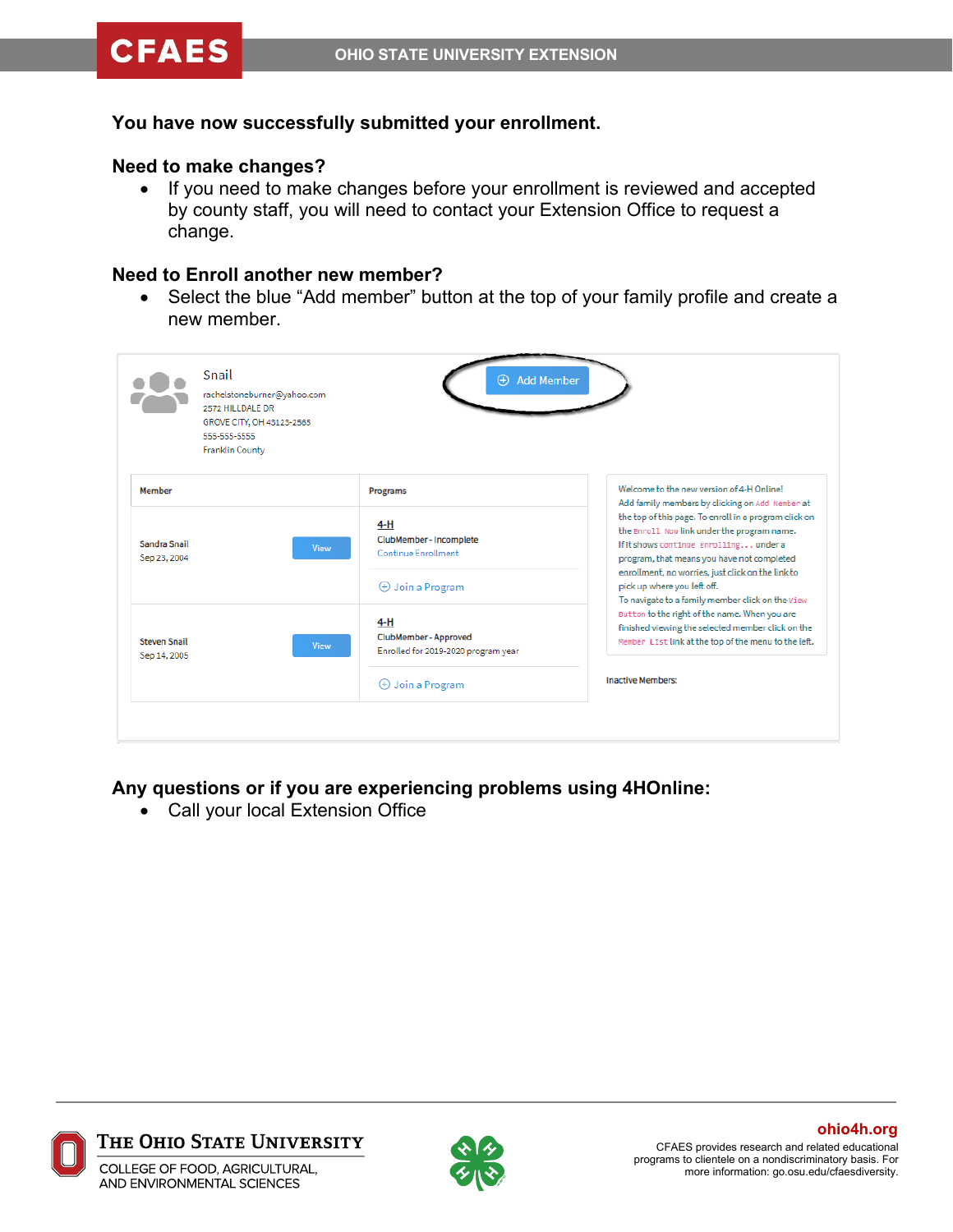**You have now successfully submitted your enrollment.**

**Need to make changes?**

- If you need to make changes before your enrollment is reviewed and accepted by county staff, you will need to contact your Extension Office to request a change.

**Need to Enroll another new member?**

- Select the blue "Add member" button at the top of your family profile and create a new member.

Snail
rachelstoneburner@yahoo.com
2572 HILLDALE DR
GROVE CITY, OH 43123-2565
555-555-5555
Franklin County

Add Member

| Member | Programs |
|---|---|
| Sandra Snail Sep 23, 2004 — View | 4-H ClubMember - Incomplete Continue Enrollment; Join a Program |
| Steven Snail Sep 14, 2005 — View | 4-H ClubMember - Approved Enrolled for 2019-2020 program year; Join a Program |

Welcome to the new version of 4-H Online! Add family members by clicking on Add Member at the top of this page. To enroll in a program click on the Enroll Now link under the program name. If it shows continue enrolling... under a program, that means you have not completed enrollment, no worries, just click on the link to pick up where you left off. To navigate to a family member click on the View Button to the right of the name. When you are finished viewing the selected member click on the Member List link at the top of the menu to the left.

Inactive Members:

**Any questions or if you are experiencing problems using 4HOnline:**

- Call your local Extension Office

THE OHIO STATE UNIVERSITY
COLLEGE OF FOOD, AGRICULTURAL, AND ENVIRONMENTAL SCIENCES

ohio4h.org
CFAES provides research and related educational programs to clientele on a nondiscriminatory basis. For more information: go.osu.edu/cfaesdiversity.